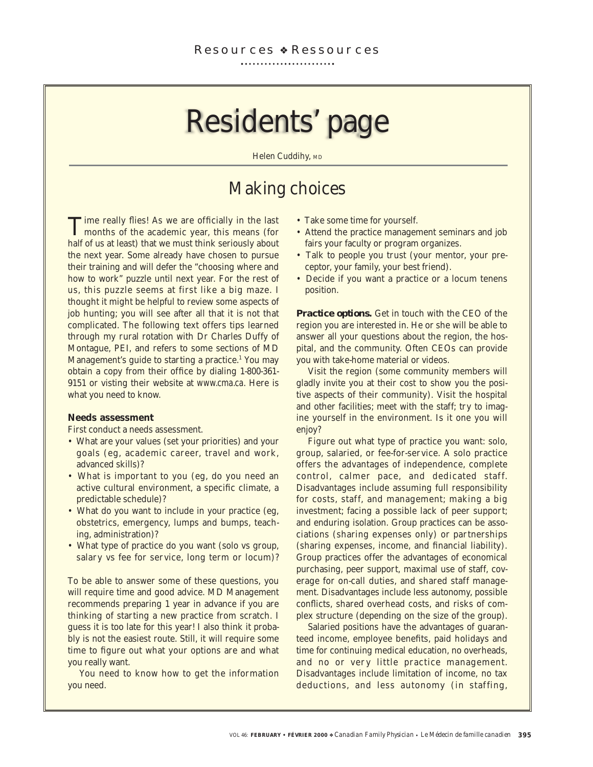# Residents' page

Helen Cuddihy, MD

## Making choices

Time really flies! As we are officially in the last months of the academic year, this means (for half of us at least) that we must think seriously about the next year. Some already have chosen to pursue their training and will defer the "choosing where and how to work" puzzle until next year. For the rest of us, this puzzle seems at first like a big maze. I thought it might be helpful to review some aspects of job hunting; you will see after all that it is not that complicated. The following text offers tips learned through my rural rotation with Dr Charles Duffy of Montague, PEI, and refers to some sections of MD Management's guide to starting a practice.[1] You may obtain a copy from their office by dialing 1-800-361-9151 or visting their website at *www.cma.ca*. Here is what you need to know.

**Needs assessment**

First conduct a needs assessment.

- What are your values (set your priorities) and your goals (eg, academic career, travel and work, advanced skills)?
- What is important to you (eg, do you need an active cultural environment, a specific climate, a predictable schedule)?
- What do you want to include in your practice (eg, obstetrics, emergency, lumps and bumps, teaching, administration)?
- What type of practice do you want (solo vs group, salary vs fee for service, long term or locum)?

To be able to answer some of these questions, you will require time and good advice. MD Management recommends preparing 1 year in advance if you are thinking of starting a new practice from scratch. I guess it is too late for this year! I also think it probably is not the easiest route. Still, it will require some time to figure out what your options are and what you really want.

You need to know how to get the information you need.

- Take some time for yourself.
- Attend the practice management seminars and job fairs your faculty or program organizes.
- Talk to people you trust (your mentor, your preceptor, your family, your best friend).
- Decide if you want a practice or a locum tenens position.

**Practice options.** Get in touch with the CEO of the region you are interested in. He or she will be able to answer all your questions about the region, the hospital, and the community. Often CEOs can provide you with take-home material or videos.

Visit the region (some community members will gladly invite you at their cost to show you the positive aspects of their community). Visit the hospital and other facilities; meet with the staff; try to imagine yourself in the environment. Is it one you will enjoy?

Figure out what type of practice you want: solo, group, salaried, or fee-for-service. A solo practice offers the advantages of independence, complete control, calmer pace, and dedicated staff. Disadvantages include assuming full responsibility for costs, staff, and management; making a big investment; facing a possible lack of peer support; and enduring isolation. Group practices can be associations (sharing expenses only) or partnerships (sharing expenses, income, and financial liability). Group practices offer the advantages of economical purchasing, peer support, maximal use of staff, coverage for on-call duties, and shared staff management. Disadvantages include less autonomy, possible conflicts, shared overhead costs, and risks of complex structure (depending on the size of the group).

Salaried positions have the advantages of guaranteed income, employee benefits, paid holidays and time for continuing medical education, no overheads, and no or very little practice management. Disadvantages include limitation of income, no tax deductions, and less autonomy (in staffing,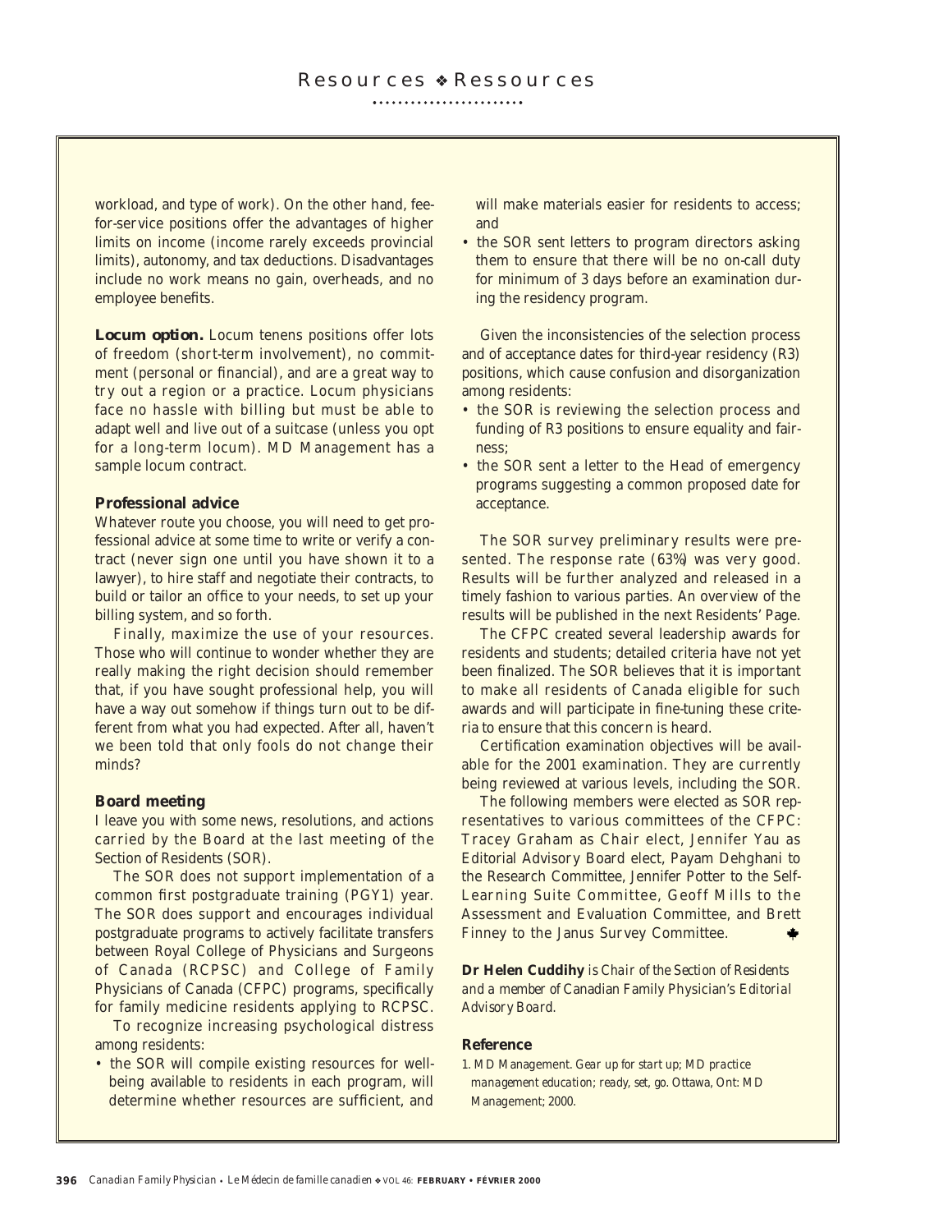workload, and type of work). On the other hand, fee-for-service positions offer the advantages of higher limits on income (income rarely exceeds provincial limits), autonomy, and tax deductions. Disadvantages include no work means no gain, overheads, and no employee benefits.

**Locum option.** Locum tenens positions offer lots of freedom (short-term involvement), no commitment (personal or financial), and are a great way to try out a region or a practice. Locum physicians face no hassle with billing but must be able to adapt well and live out of a suitcase (unless you opt for a long-term locum). MD Management has a sample locum contract.

### Professional advice

Whatever route you choose, you will need to get professional advice at some time to write or verify a contract (never sign one until you have shown it to a lawyer), to hire staff and negotiate their contracts, to build or tailor an office to your needs, to set up your billing system, and so forth.

Finally, maximize the use of your resources. Those who will continue to wonder whether they are really making the right decision should remember that, if you have sought professional help, you will have a way out somehow if things turn out to be different from what you had expected. After all, haven't we been told that only fools do not change their minds?

### Board meeting

I leave you with some news, resolutions, and actions carried by the Board at the last meeting of the Section of Residents (SOR).

The SOR does not support implementation of a common first postgraduate training (PGY1) year. The SOR does support and encourages individual postgraduate programs to actively facilitate transfers between Royal College of Physicians and Surgeons of Canada (RCPSC) and College of Family Physicians of Canada (CFPC) programs, specifically for family medicine residents applying to RCPSC.

To recognize increasing psychological distress among residents:

- the SOR will compile existing resources for well-being available to residents in each program, will determine whether resources are sufficient, and will make materials easier for residents to access; and
- the SOR sent letters to program directors asking them to ensure that there will be no on-call duty for minimum of 3 days before an examination during the residency program.

Given the inconsistencies of the selection process and of acceptance dates for third-year residency (R3) positions, which cause confusion and disorganization among residents:

- the SOR is reviewing the selection process and funding of R3 positions to ensure equality and fairness;
- the SOR sent a letter to the Head of emergency programs suggesting a common proposed date for acceptance.

The SOR survey preliminary results were presented. The response rate (63%) was very good. Results will be further analyzed and released in a timely fashion to various parties. An overview of the results will be published in the next Residents' Page.

The CFPC created several leadership awards for residents and students; detailed criteria have not yet been finalized. The SOR believes that it is important to make all residents of Canada eligible for such awards and will participate in fine-tuning these criteria to ensure that this concern is heard.

Certification examination objectives will be available for the 2001 examination. They are currently being reviewed at various levels, including the SOR.

The following members were elected as SOR representatives to various committees of the CFPC: Tracey Graham as Chair elect, Jennifer Yau as Editorial Advisory Board elect, Payam Dehghani to the Research Committee, Jennifer Potter to the Self-Learning Suite Committee, Geoff Mills to the Assessment and Evaluation Committee, and Brett Finney to the Janus Survey Committee.

**Dr Helen Cuddihy** *is Chair of the Section of Residents and a member of* Canadian Family Physician*'s Editorial Advisory Board.*

### Reference

1. MD Management. *Gear up for start up; MD practice management education; ready, set, go.* Ottawa, Ont: MD Management; 2000.